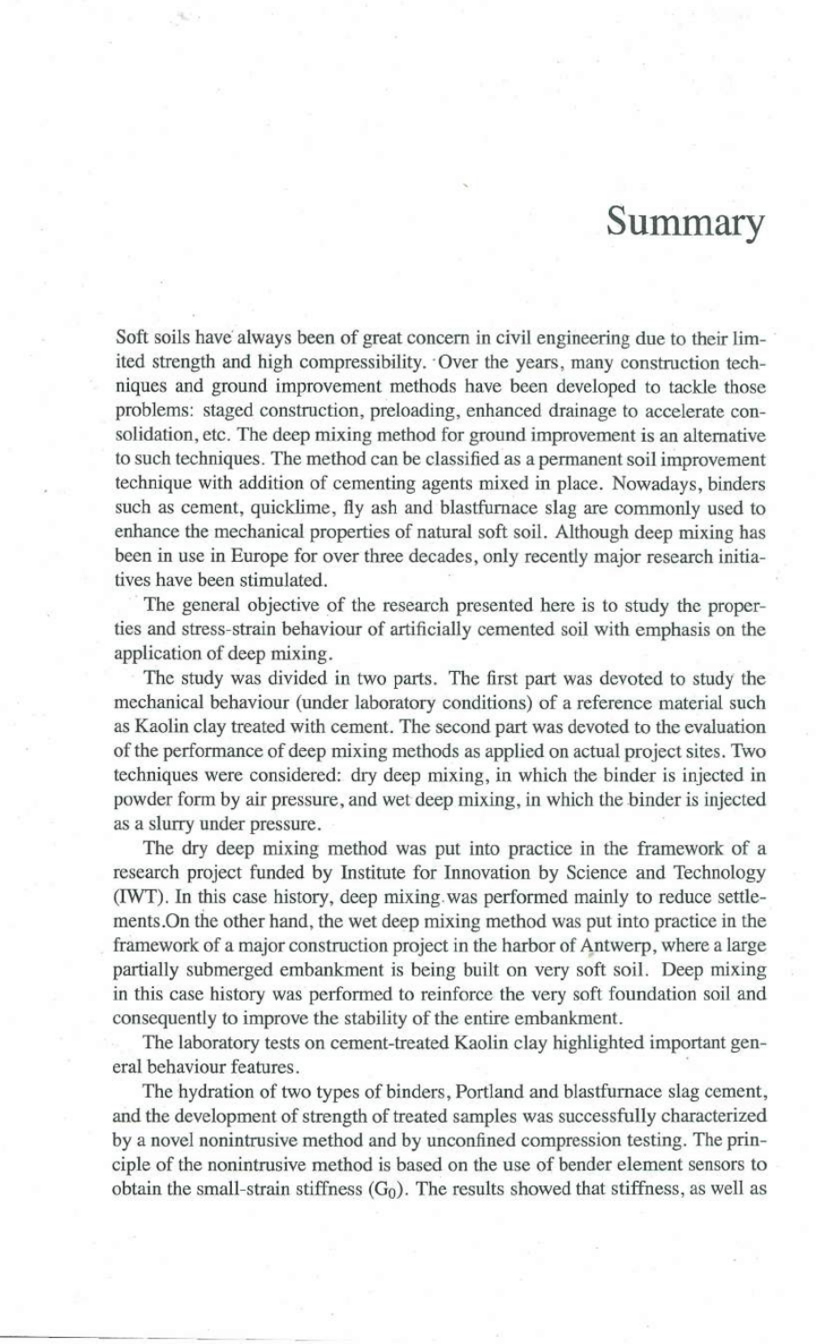# Summary

Soft soils have always been of great concern in civil engineering due to their limited strength and high compressibility. Over the years, many construction techniques and ground improvement methods have been developed to tackle those problems: staged construction, preloading, enhanced drainage to accelerate consolidation, etc. The deep mixing method for ground improvement is an alternative to such techniques. The method can be classified as a permanent soil improvement technique with addition of cementing agents mixed in place. Nowadays, binders such as cement, quicklime, fly ash and blastfurnace slag are commonly used to enhance the mechanical properties of natural soft soil. Although deep mixing has been in use in Europe for over three decades, only recently major research initiatives have been stimulated.

The general objective of the research presented here is to study the properties and stress-strain behaviour of artificially cemented soil with emphasis on the application of deep mixing.

The study was divided in two parts. The first part was devoted to study the mechanical behaviour (under laboratory conditions) of a reference material such as Kaolin clay treated with cement. The second part was devoted to the evaluation of the performance of deep mixing methods as applied on actual project sites. Two techniques were considered: dry deep mixing, in which the binder is injected in powder form by air pressure, and wet deep mixing, in which the binder is injected as a slurry under pressure.

The dry deep mixing method was put into practice in the framework of a research project funded by Institute for Innovation by Science and Technology (IWT). In this case history, deep mixing was performed mainly to reduce settlements.On the other hand, the wet deep mixing method was put into practice in the framework of a major construction project in the harbor of Antwerp, where a large partially submerged embankment is being built on very soft soil. Deep mixing in this case history was performed to reinforce the very soft foundation soil and consequently to improve the stability of the entire embankment.

The laboratory tests on cement-treated Kaolin clay highlighted important general behaviour features.

The hydration of two types of binders, Portland and blastfurnace slag cement, and the development of strength of treated samples was successfully characterized by a novel nonintrusive method and by unconfined compression testing. The principle of the nonintrusive method is based on the use of bender element sensors to obtain the small-strain stiffness ($G_0$). The results showed that stiffness, as well as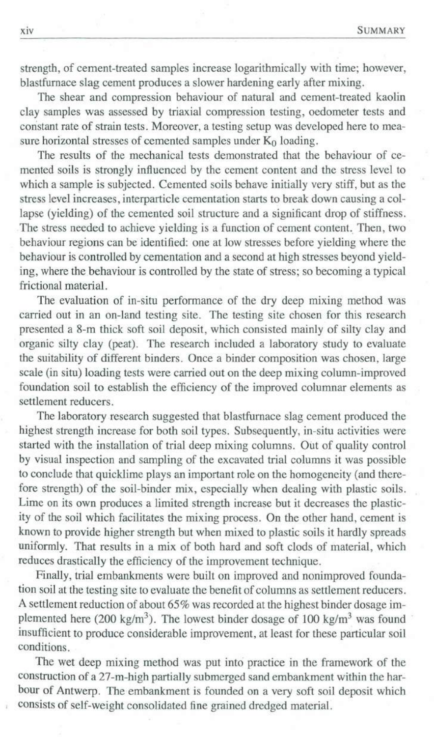strength, of cement-treated samples increase logarithmically with time; however, blastfurnace slag cement produces a slower hardening early after mixing.

The shear and compression behaviour of natural and cement-treated kaolin clay samples was assessed by triaxial compression testing, oedometer tests and constant rate of strain tests. Moreover, a testing setup was developed here to measure horizontal stresses of cemented samples under $K_0$ loading.

The results of the mechanical tests demonstrated that the behaviour of cemented soils is strongly influenced by the cement content and the stress level to which a sample is subjected. Cemented soils behave initially very stiff, but as the stress level increases, interparticle cementation starts to break down causing a collapse (yielding) of the cemented soil structure and a significant drop of stiffness. The stress needed to achieve yielding is a function of cement content. Then, two behaviour regions can be identified: one at low stresses before yielding where the behaviour is controlled by cementation and a second at high stresses beyond yielding, where the behaviour is controlled by the state of stress; so becoming a typical frictional material.

The evaluation of in-situ performance of the dry deep mixing method was carried out in an on-land testing site. The testing site chosen for this research presented a 8-m thick soft soil deposit, which consisted mainly of silty clay and organic silty clay (peat). The research included a laboratory study to evaluate the suitability of different binders. Once a binder composition was chosen, large scale (in situ) loading tests were carried out on the deep mixing column-improved foundation soil to establish the efficiency of the improved columnar elements as settlement reducers.

The laboratory research suggested that blastfurnace slag cement produced the highest strength increase for both soil types. Subsequently, in-situ activities were started with the installation of trial deep mixing columns. Out of quality control by visual inspection and sampling of the excavated trial columns it was possible to conclude that quicklime plays an important role on the homogeneity (and therefore strength) of the soil-binder mix, especially when dealing with plastic soils. Lime on its own produces a limited strength increase but it decreases the plasticity of the soil which facilitates the mixing process. On the other hand, cement is known to provide higher strength but when mixed to plastic soils it hardly spreads uniformly. That results in a mix of both hard and soft clods of material, which reduces drastically the efficiency of the improvement technique.

Finally, trial embankments were built on improved and nonimproved foundation soil at the testing site to evaluate the benefit of columns as settlement reducers. A settlement reduction of about 65% was recorded at the highest binder dosage implemented here (200 kg/m$^3$). The lowest binder dosage of 100 kg/m$^3$ was found insufficient to produce considerable improvement, at least for these particular soil conditions.

The wet deep mixing method was put into practice in the framework of the construction of a 27-m-high partially submerged sand embankment within the harbour of Antwerp. The embankment is founded on a very soft soil deposit which consists of self-weight consolidated fine grained dredged material.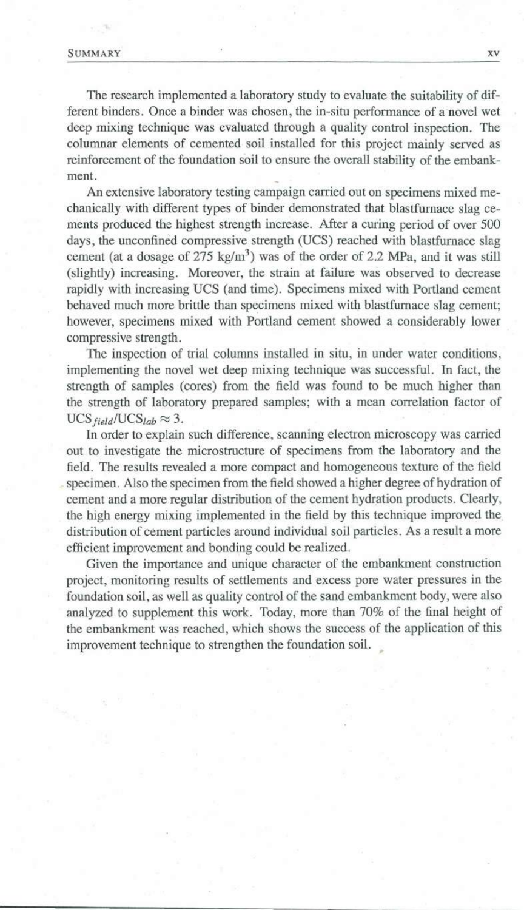The research implemented a laboratory study to evaluate the suitability of different binders. Once a binder was chosen, the in-situ performance of a novel wet deep mixing technique was evaluated through a quality control inspection. The columnar elements of cemented soil installed for this project mainly served as reinforcement of the foundation soil to ensure the overall stability of the embankment.

An extensive laboratory testing campaign carried out on specimens mixed mechanically with different types of binder demonstrated that blastfurnace slag cements produced the highest strength increase. After a curing period of over 500 days, the unconfined compressive strength (UCS) reached with blastfurnace slag cement (at a dosage of 275 kg/m$^3$) was of the order of 2.2 MPa, and it was still (slightly) increasing. Moreover, the strain at failure was observed to decrease rapidly with increasing UCS (and time). Specimens mixed with Portland cement behaved much more brittle than specimens mixed with blastfurnace slag cement; however, specimens mixed with Portland cement showed a considerably lower compressive strength.

The inspection of trial columns installed in situ, in under water conditions, implementing the novel wet deep mixing technique was successful. In fact, the strength of samples (cores) from the field was found to be much higher than the strength of laboratory prepared samples; with a mean correlation factor of $UCS_{field}/UCS_{lab} \approx 3$.

In order to explain such difference, scanning electron microscopy was carried out to investigate the microstructure of specimens from the laboratory and the field. The results revealed a more compact and homogeneous texture of the field specimen. Also the specimen from the field showed a higher degree of hydration of cement and a more regular distribution of the cement hydration products. Clearly, the high energy mixing implemented in the field by this technique improved the distribution of cement particles around individual soil particles. As a result a more efficient improvement and bonding could be realized.

Given the importance and unique character of the embankment construction project, monitoring results of settlements and excess pore water pressures in the foundation soil, as well as quality control of the sand embankment body, were also analyzed to supplement this work. Today, more than 70% of the final height of the embankment was reached, which shows the success of the application of this improvement technique to strengthen the foundation soil.